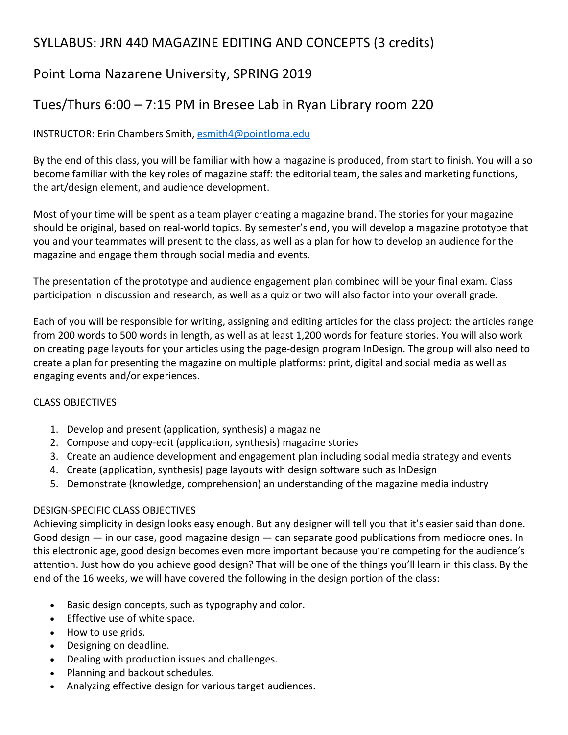# SYLLABUS: JRN 440 MAGAZINE EDITING AND CONCEPTS (3 credits)

## Point Loma Nazarene University, SPRING 2019

## Tues/Thurs 6:00 – 7:15 PM in Bresee Lab in Ryan Library room 220

INSTRUCTOR: Erin Chambers Smith, esmith4@pointloma.edu

By the end of this class, you will be familiar with how a magazine is produced, from start to finish. You will also become familiar with the key roles of magazine staff: the editorial team, the sales and marketing functions, the art/design element, and audience development.

Most of your time will be spent as a team player creating a magazine brand. The stories for your magazine should be original, based on real-world topics. By semester's end, you will develop a magazine prototype that you and your teammates will present to the class, as well as a plan for how to develop an audience for the magazine and engage them through social media and events.

The presentation of the prototype and audience engagement plan combined will be your final exam. Class participation in discussion and research, as well as a quiz or two will also factor into your overall grade.

Each of you will be responsible for writing, assigning and editing articles for the class project: the articles range from 200 words to 500 words in length, as well as at least 1,200 words for feature stories. You will also work on creating page layouts for your articles using the page-design program InDesign. The group will also need to create a plan for presenting the magazine on multiple platforms: print, digital and social media as well as engaging events and/or experiences.

CLASS OBJECTIVES

1. Develop and present (application, synthesis) a magazine
2. Compose and copy-edit (application, synthesis) magazine stories
3. Create an audience development and engagement plan including social media strategy and events
4. Create (application, synthesis) page layouts with design software such as InDesign
5. Demonstrate (knowledge, comprehension) an understanding of the magazine media industry

DESIGN-SPECIFIC CLASS OBJECTIVES

Achieving simplicity in design looks easy enough. But any designer will tell you that it's easier said than done. Good design — in our case, good magazine design — can separate good publications from mediocre ones. In this electronic age, good design becomes even more important because you're competing for the audience's attention. Just how do you achieve good design? That will be one of the things you'll learn in this class. By the end of the 16 weeks, we will have covered the following in the design portion of the class:

- Basic design concepts, such as typography and color.
- Effective use of white space.
- How to use grids.
- Designing on deadline.
- Dealing with production issues and challenges.
- Planning and backout schedules.
- Analyzing effective design for various target audiences.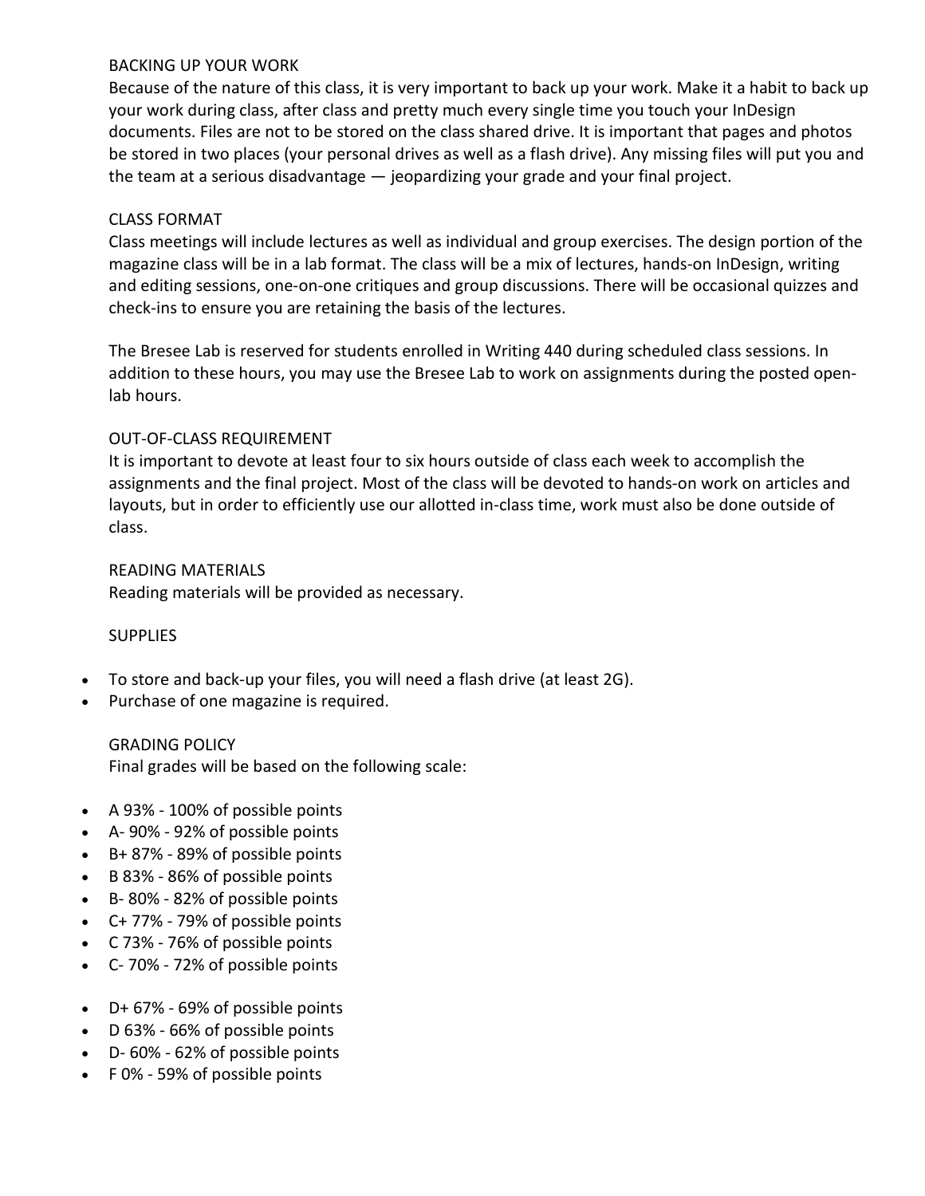## BACKING UP YOUR WORK

Because of the nature of this class, it is very important to back up your work. Make it a habit to back up your work during class, after class and pretty much every single time you touch your InDesign documents. Files are not to be stored on the class shared drive. It is important that pages and photos be stored in two places (your personal drives as well as a flash drive). Any missing files will put you and the team at a serious disadvantage — jeopardizing your grade and your final project.

## CLASS FORMAT

Class meetings will include lectures as well as individual and group exercises. The design portion of the magazine class will be in a lab format. The class will be a mix of lectures, hands-on InDesign, writing and editing sessions, one-on-one critiques and group discussions. There will be occasional quizzes and check-ins to ensure you are retaining the basis of the lectures.

The Bresee Lab is reserved for students enrolled in Writing 440 during scheduled class sessions. In addition to these hours, you may use the Bresee Lab to work on assignments during the posted open-lab hours.

## OUT-OF-CLASS REQUIREMENT

It is important to devote at least four to six hours outside of class each week to accomplish the assignments and the final project. Most of the class will be devoted to hands-on work on articles and layouts, but in order to efficiently use our allotted in-class time, work must also be done outside of class.

## READING MATERIALS

Reading materials will be provided as necessary.

## SUPPLIES

- To store and back-up your files, you will need a flash drive (at least 2G).
- Purchase of one magazine is required.

## GRADING POLICY

Final grades will be based on the following scale:

- A 93% - 100% of possible points
- A- 90% - 92% of possible points
- B+ 87% - 89% of possible points
- B 83% - 86% of possible points
- B- 80% - 82% of possible points
- C+ 77% - 79% of possible points
- C 73% - 76% of possible points
- C- 70% - 72% of possible points

- D+ 67% - 69% of possible points
- D 63% - 66% of possible points
- D- 60% - 62% of possible points
- F 0% - 59% of possible points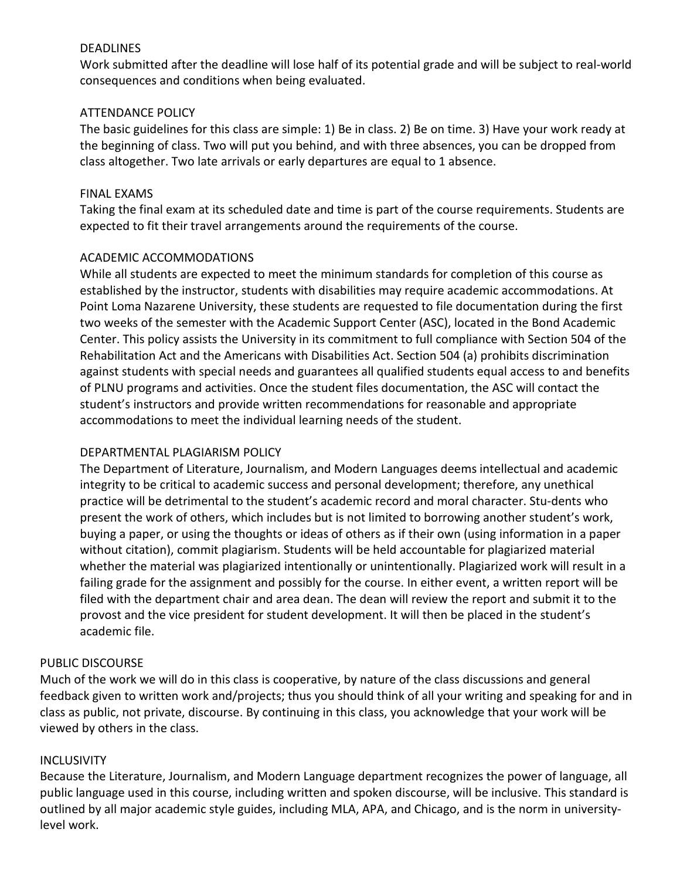### DEADLINES

Work submitted after the deadline will lose half of its potential grade and will be subject to real-world consequences and conditions when being evaluated.

### ATTENDANCE POLICY

The basic guidelines for this class are simple: 1) Be in class. 2) Be on time. 3) Have your work ready at the beginning of class. Two will put you behind, and with three absences, you can be dropped from class altogether. Two late arrivals or early departures are equal to 1 absence.

### FINAL EXAMS

Taking the final exam at its scheduled date and time is part of the course requirements. Students are expected to fit their travel arrangements around the requirements of the course.

### ACADEMIC ACCOMMODATIONS

While all students are expected to meet the minimum standards for completion of this course as established by the instructor, students with disabilities may require academic accommodations. At Point Loma Nazarene University, these students are requested to file documentation during the first two weeks of the semester with the Academic Support Center (ASC), located in the Bond Academic Center. This policy assists the University in its commitment to full compliance with Section 504 of the Rehabilitation Act and the Americans with Disabilities Act. Section 504 (a) prohibits discrimination against students with special needs and guarantees all qualified students equal access to and benefits of PLNU programs and activities. Once the student files documentation, the ASC will contact the student's instructors and provide written recommendations for reasonable and appropriate accommodations to meet the individual learning needs of the student.

### DEPARTMENTAL PLAGIARISM POLICY

The Department of Literature, Journalism, and Modern Languages deems intellectual and academic integrity to be critical to academic success and personal development; therefore, any unethical practice will be detrimental to the student's academic record and moral character. Stu-dents who present the work of others, which includes but is not limited to borrowing another student's work, buying a paper, or using the thoughts or ideas of others as if their own (using information in a paper without citation), commit plagiarism. Students will be held accountable for plagiarized material whether the material was plagiarized intentionally or unintentionally. Plagiarized work will result in a failing grade for the assignment and possibly for the course. In either event, a written report will be filed with the department chair and area dean. The dean will review the report and submit it to the provost and the vice president for student development. It will then be placed in the student's academic file.

## PUBLIC DISCOURSE

Much of the work we will do in this class is cooperative, by nature of the class discussions and general feedback given to written work and/projects; thus you should think of all your writing and speaking for and in class as public, not private, discourse. By continuing in this class, you acknowledge that your work will be viewed by others in the class.

## INCLUSIVITY

Because the Literature, Journalism, and Modern Language department recognizes the power of language, all public language used in this course, including written and spoken discourse, will be inclusive. This standard is outlined by all major academic style guides, including MLA, APA, and Chicago, and is the norm in university-level work.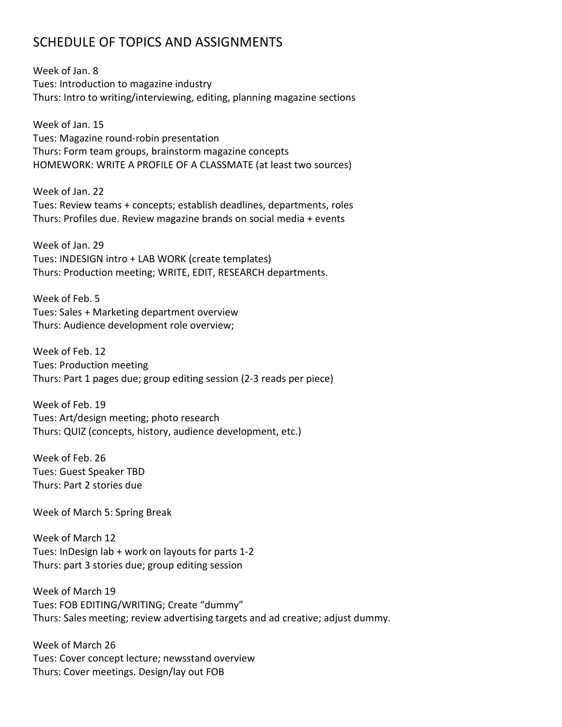# SCHEDULE OF TOPICS AND ASSIGNMENTS

Week of Jan. 8
Tues: Introduction to magazine industry
Thurs: Intro to writing/interviewing, editing, planning magazine sections

Week of Jan. 15
Tues: Magazine round-robin presentation
Thurs: Form team groups, brainstorm magazine concepts
HOMEWORK: WRITE A PROFILE OF A CLASSMATE (at least two sources)

Week of Jan. 22
Tues: Review teams + concepts; establish deadlines, departments, roles
Thurs: Profiles due. Review magazine brands on social media + events

Week of Jan. 29
Tues: INDESIGN intro + LAB WORK (create templates)
Thurs: Production meeting; WRITE, EDIT, RESEARCH departments.

Week of Feb. 5
Tues: Sales + Marketing department overview
Thurs: Audience development role overview;

Week of Feb. 12
Tues: Production meeting
Thurs: Part 1 pages due; group editing session (2-3 reads per piece)

Week of Feb. 19
Tues: Art/design meeting; photo research
Thurs: QUIZ (concepts, history, audience development, etc.)

Week of Feb. 26
Tues: Guest Speaker TBD
Thurs: Part 2 stories due

Week of March 5: Spring Break

Week of March 12
Tues: InDesign lab + work on layouts for parts 1-2
Thurs: part 3 stories due; group editing session

Week of March 19
Tues: FOB EDITING/WRITING; Create "dummy"
Thurs: Sales meeting; review advertising targets and ad creative; adjust dummy.

Week of March 26
Tues: Cover concept lecture; newsstand overview
Thurs: Cover meetings. Design/lay out FOB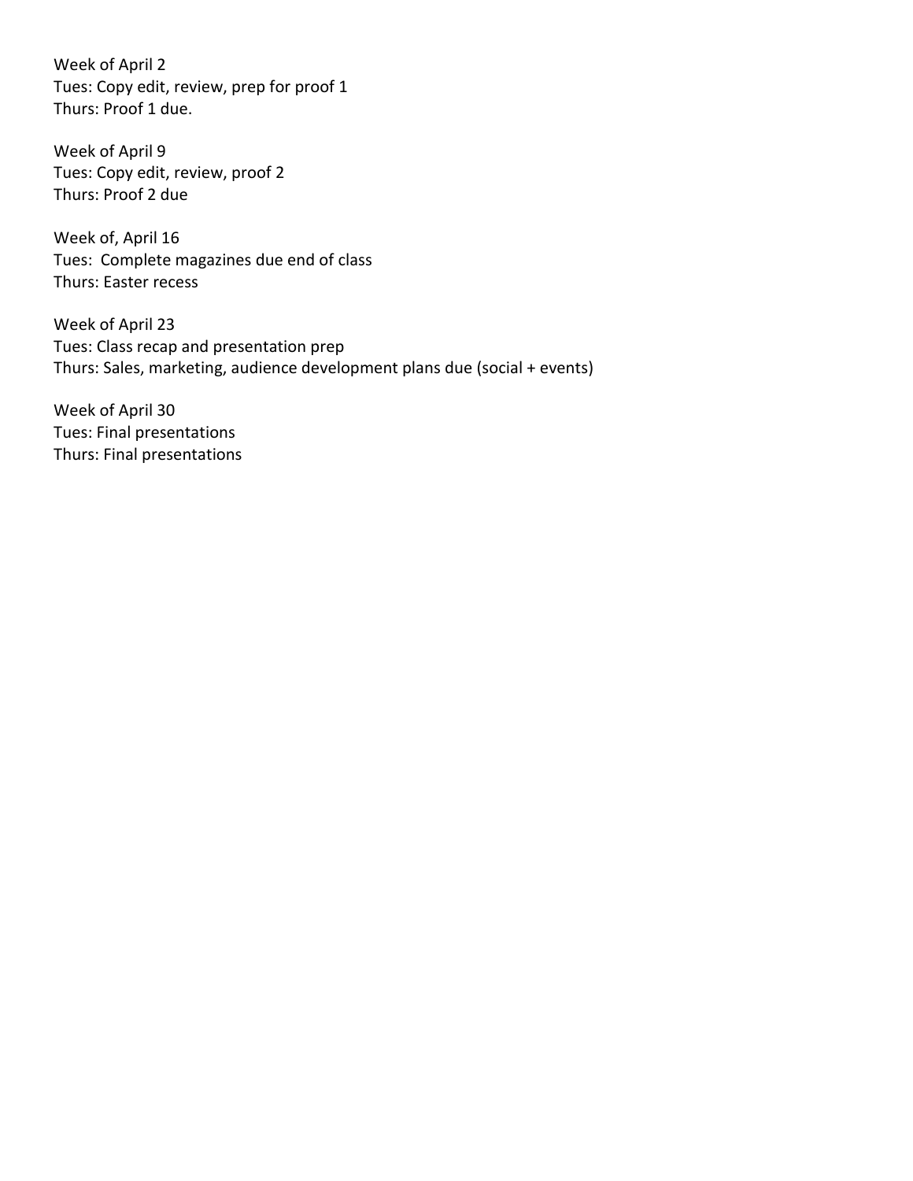Week of April 2
Tues: Copy edit, review, prep for proof 1
Thurs: Proof 1 due.

Week of April 9
Tues: Copy edit, review, proof 2
Thurs: Proof 2 due

Week of, April 16
Tues: Complete magazines due end of class
Thurs: Easter recess

Week of April 23
Tues: Class recap and presentation prep
Thurs: Sales, marketing, audience development plans due (social + events)

Week of April 30
Tues: Final presentations
Thurs: Final presentations